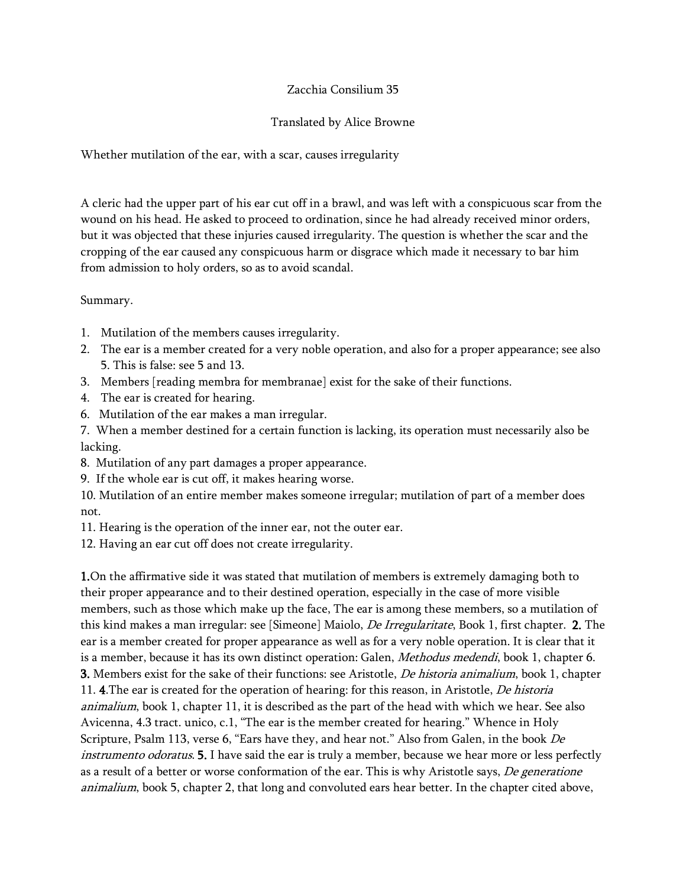Zacchia Consilium 35

Translated by Alice Browne

Whether mutilation of the ear, with a scar, causes irregularity

A cleric had the upper part of his ear cut off in a brawl, and was left with a conspicuous scar from the wound on his head. He asked to proceed to ordination, since he had already received minor orders, but it was objected that these injuries caused irregularity. The question is whether the scar and the cropping of the ear caused any conspicuous harm or disgrace which made it necessary to bar him from admission to holy orders, so as to avoid scandal.

Summary.

1. Mutilation of the members causes irregularity.
2. The ear is a member created for a very noble operation, and also for a proper appearance; see also 5. This is false: see 5 and 13.
3. Members [reading membra for membranae] exist for the sake of their functions.
4. The ear is created for hearing.
6. Mutilation of the ear makes a man irregular.
7. When a member destined for a certain function is lacking, its operation must necessarily also be lacking.
8. Mutilation of any part damages a proper appearance.
9. If the whole ear is cut off, it makes hearing worse.
10. Mutilation of an entire member makes someone irregular; mutilation of part of a member does not.
11. Hearing is the operation of the inner ear, not the outer ear.
12. Having an ear cut off does not create irregularity.

**1.** On the affirmative side it was stated that mutilation of members is extremely damaging both to their proper appearance and to their destined operation, especially in the case of more visible members, such as those which make up the face, The ear is among these members, so a mutilation of this kind makes a man irregular: see [Simeone] Maiolo, *De Irregularitate*, Book 1, first chapter. **2.** The ear is a member created for proper appearance as well as for a very noble operation. It is clear that it is a member, because it has its own distinct operation: Galen, *Methodus medendi*, book 1, chapter 6. **3.** Members exist for the sake of their functions: see Aristotle, *De historia animalium*, book 1, chapter 11. **4.** The ear is created for the operation of hearing: for this reason, in Aristotle, *De historia animalium*, book 1, chapter 11, it is described as the part of the head with which we hear. See also Avicenna, 4.3 tract. unico, c.1, "The ear is the member created for hearing." Whence in Holy Scripture, Psalm 113, verse 6, "Ears have they, and hear not." Also from Galen, in the book *De instrumento odoratus*. **5.** I have said the ear is truly a member, because we hear more or less perfectly as a result of a better or worse conformation of the ear. This is why Aristotle says, *De generatione animalium*, book 5, chapter 2, that long and convoluted ears hear better. In the chapter cited above,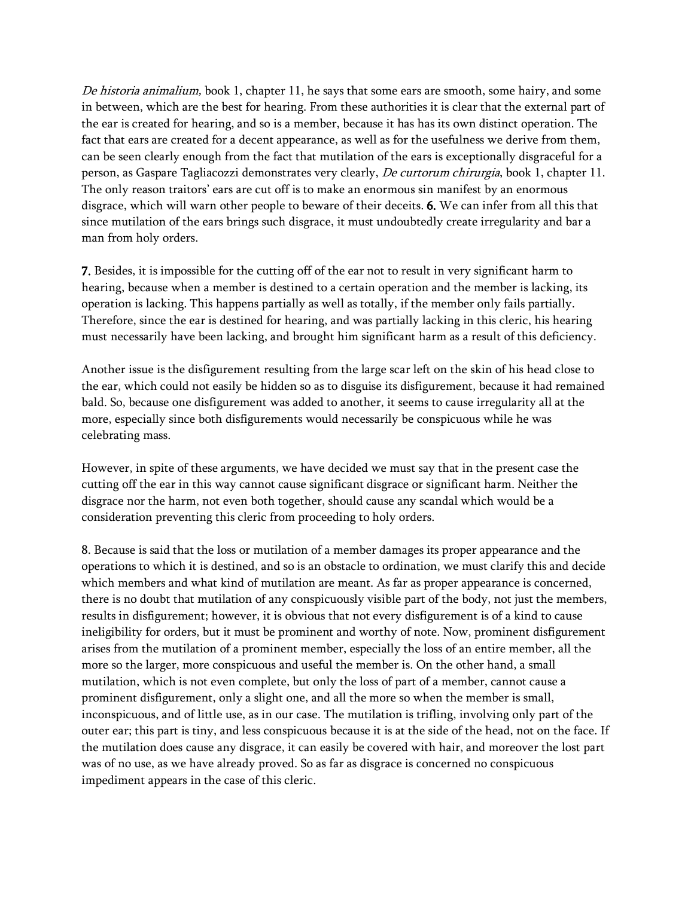*De historia animalium,* book 1, chapter 11, he says that some ears are smooth, some hairy, and some in between, which are the best for hearing. From these authorities it is clear that the external part of the ear is created for hearing, and so is a member, because it has has its own distinct operation. The fact that ears are created for a decent appearance, as well as for the usefulness we derive from them, can be seen clearly enough from the fact that mutilation of the ears is exceptionally disgraceful for a person, as Gaspare Tagliacozzi demonstrates very clearly, *De curtorum chirurgia*, book 1, chapter 11. The only reason traitors' ears are cut off is to make an enormous sin manifest by an enormous disgrace, which will warn other people to beware of their deceits. **6.** We can infer from all this that since mutilation of the ears brings such disgrace, it must undoubtedly create irregularity and bar a man from holy orders.

**7.** Besides, it is impossible for the cutting off of the ear not to result in very significant harm to hearing, because when a member is destined to a certain operation and the member is lacking, its operation is lacking. This happens partially as well as totally, if the member only fails partially. Therefore, since the ear is destined for hearing, and was partially lacking in this cleric, his hearing must necessarily have been lacking, and brought him significant harm as a result of this deficiency.

Another issue is the disfigurement resulting from the large scar left on the skin of his head close to the ear, which could not easily be hidden so as to disguise its disfigurement, because it had remained bald. So, because one disfigurement was added to another, it seems to cause irregularity all at the more, especially since both disfigurements would necessarily be conspicuous while he was celebrating mass.

However, in spite of these arguments, we have decided we must say that in the present case the cutting off the ear in this way cannot cause significant disgrace or significant harm. Neither the disgrace nor the harm, not even both together, should cause any scandal which would be a consideration preventing this cleric from proceeding to holy orders.

8. Because is said that the loss or mutilation of a member damages its proper appearance and the operations to which it is destined, and so is an obstacle to ordination, we must clarify this and decide which members and what kind of mutilation are meant. As far as proper appearance is concerned, there is no doubt that mutilation of any conspicuously visible part of the body, not just the members, results in disfigurement; however, it is obvious that not every disfigurement is of a kind to cause ineligibility for orders, but it must be prominent and worthy of note. Now, prominent disfigurement arises from the mutilation of a prominent member, especially the loss of an entire member, all the more so the larger, more conspicuous and useful the member is. On the other hand, a small mutilation, which is not even complete, but only the loss of part of a member, cannot cause a prominent disfigurement, only a slight one, and all the more so when the member is small, inconspicuous, and of little use, as in our case. The mutilation is trifling, involving only part of the outer ear; this part is tiny, and less conspicuous because it is at the side of the head, not on the face. If the mutilation does cause any disgrace, it can easily be covered with hair, and moreover the lost part was of no use, as we have already proved. So as far as disgrace is concerned no conspicuous impediment appears in the case of this cleric.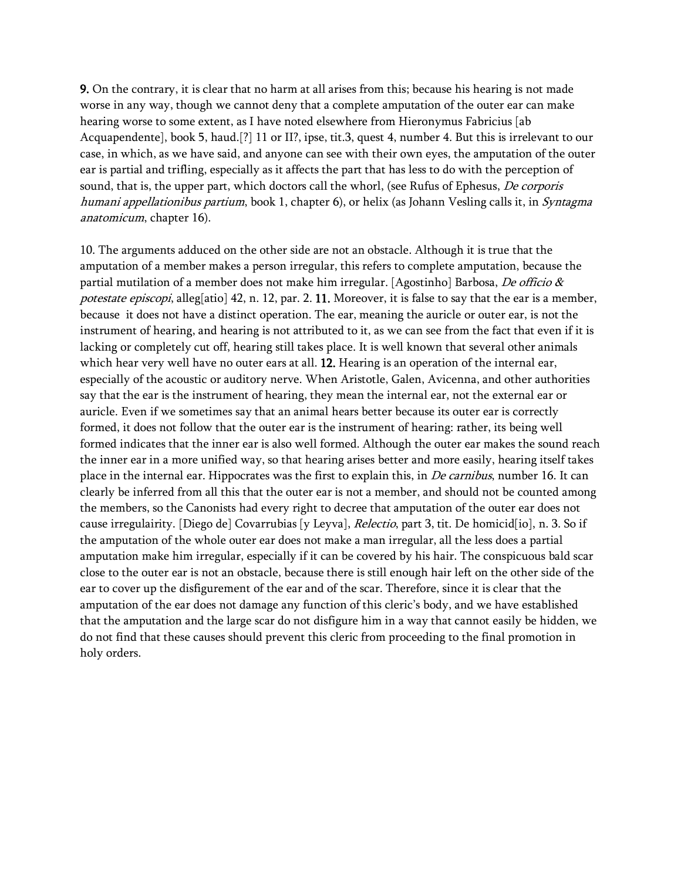**9.** On the contrary, it is clear that no harm at all arises from this; because his hearing is not made worse in any way, though we cannot deny that a complete amputation of the outer ear can make hearing worse to some extent, as I have noted elsewhere from Hieronymus Fabricius [ab Acquapendente], book 5, haud.[?] 11 or II?, ipse, tit.3, quest 4, number 4. But this is irrelevant to our case, in which, as we have said, and anyone can see with their own eyes, the amputation of the outer ear is partial and trifling, especially as it affects the part that has less to do with the perception of sound, that is, the upper part, which doctors call the whorl, (see Rufus of Ephesus, *De corporis humani appellationibus partium*, book 1, chapter 6), or helix (as Johann Vesling calls it, in *Syntagma anatomicum*, chapter 16).

10. The arguments adduced on the other side are not an obstacle. Although it is true that the amputation of a member makes a person irregular, this refers to complete amputation, because the partial mutilation of a member does not make him irregular. [Agostinho] Barbosa, *De officio & potestate episcopi*, alleg[atio] 42, n. 12, par. 2. **11.** Moreover, it is false to say that the ear is a member, because it does not have a distinct operation. The ear, meaning the auricle or outer ear, is not the instrument of hearing, and hearing is not attributed to it, as we can see from the fact that even if it is lacking or completely cut off, hearing still takes place. It is well known that several other animals which hear very well have no outer ears at all. **12.** Hearing is an operation of the internal ear, especially of the acoustic or auditory nerve. When Aristotle, Galen, Avicenna, and other authorities say that the ear is the instrument of hearing, they mean the internal ear, not the external ear or auricle. Even if we sometimes say that an animal hears better because its outer ear is correctly formed, it does not follow that the outer ear is the instrument of hearing: rather, its being well formed indicates that the inner ear is also well formed. Although the outer ear makes the sound reach the inner ear in a more unified way, so that hearing arises better and more easily, hearing itself takes place in the internal ear. Hippocrates was the first to explain this, in *De carnibus*, number 16. It can clearly be inferred from all this that the outer ear is not a member, and should not be counted among the members, so the Canonists had every right to decree that amputation of the outer ear does not cause irregulairity. [Diego de] Covarrubias [y Leyva], *Relectio*, part 3, tit. De homicid[io], n. 3. So if the amputation of the whole outer ear does not make a man irregular, all the less does a partial amputation make him irregular, especially if it can be covered by his hair. The conspicuous bald scar close to the outer ear is not an obstacle, because there is still enough hair left on the other side of the ear to cover up the disfigurement of the ear and of the scar. Therefore, since it is clear that the amputation of the ear does not damage any function of this cleric's body, and we have established that the amputation and the large scar do not disfigure him in a way that cannot easily be hidden, we do not find that these causes should prevent this cleric from proceeding to the final promotion in holy orders.